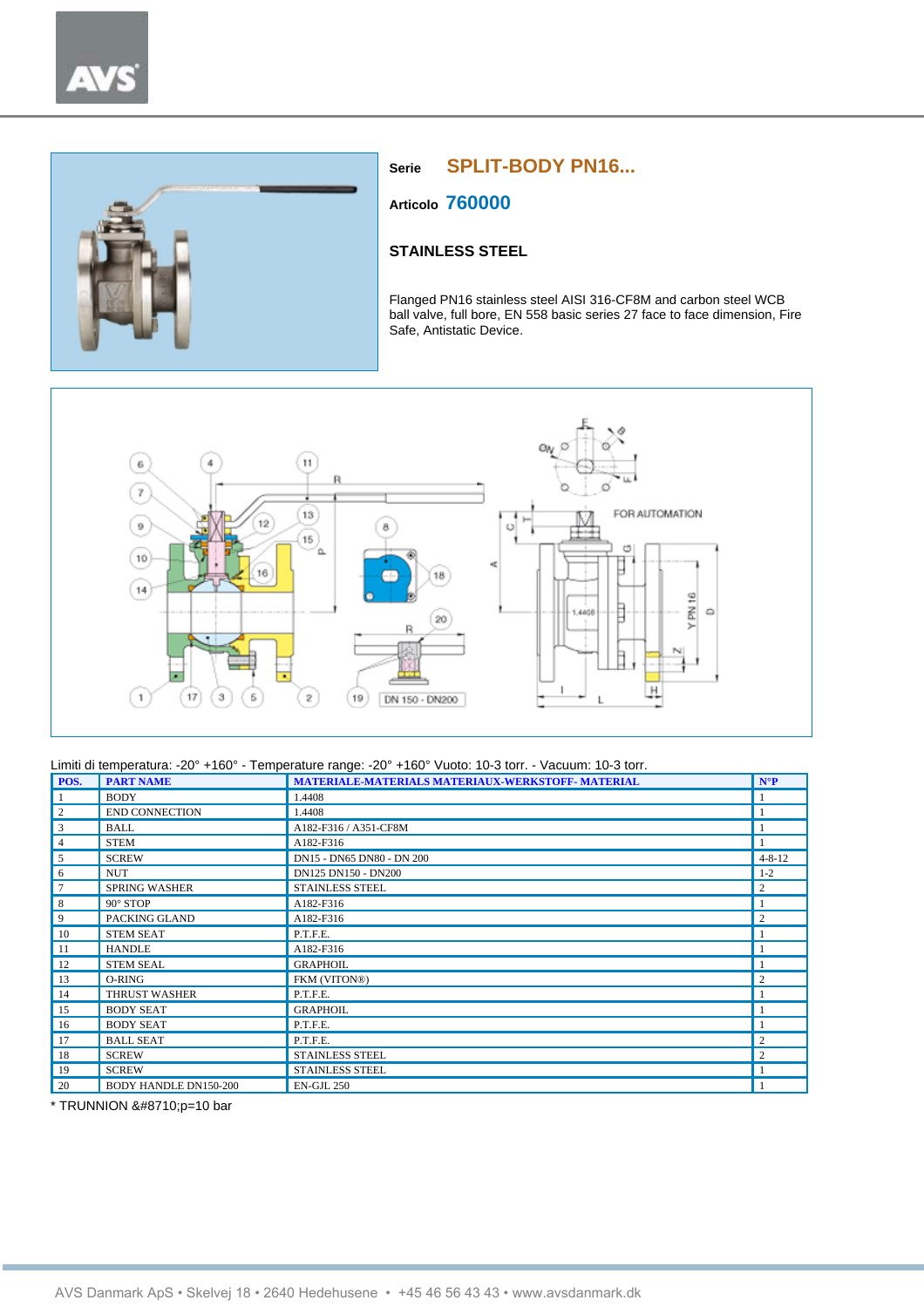**Serie** SPLIT-BODY PN16...

**Articolo** 760000

## STAINLESS STEEL

Flanged PN16 stainless steel AISI 316-CF8M and carbon steel WCB ball valve, full bore, EN 558 basic series 27 face to face dimension, Fire Safe, Antistatic Device.

Limiti di temperatura: -20° +160° - Temperature range: -20° +160° Vuoto: 10-3 torr. - Vacuum: 10-3 torr.

| POS. | PART NAME | MATERIALE-MATERIALS MATERIAUX-WERKSTOFF- MATERIAL | N°P |
|---|---|---|---|
| 1 | BODY | 1.4408 | 1 |
| 2 | END CONNECTION | 1.4408 | 1 |
| 3 | BALL | A182-F316 / A351-CF8M | 1 |
| 4 | STEM | A182-F316 | 1 |
| 5 | SCREW | DN15 - DN65 DN80 - DN 200 | 4-8-12 |
| 6 | NUT | DN125 DN150 - DN200 | 1-2 |
| 7 | SPRING WASHER | STAINLESS STEEL | 2 |
| 8 | 90° STOP | A182-F316 | 1 |
| 9 | PACKING GLAND | A182-F316 | 2 |
| 10 | STEM SEAT | P.T.F.E. | 1 |
| 11 | HANDLE | A182-F316 | 1 |
| 12 | STEM SEAL | GRAPHOIL | 1 |
| 13 | O-RING | FKM (VITON®) | 2 |
| 14 | THRUST WASHER | P.T.F.E. | 1 |
| 15 | BODY SEAT | GRAPHOIL | 1 |
| 16 | BODY SEAT | P.T.F.E. | 1 |
| 17 | BALL SEAT | P.T.F.E. | 2 |
| 18 | SCREW | STAINLESS STEEL | 2 |
| 19 | SCREW | STAINLESS STEEL | 1 |
| 20 | BODY HANDLE DN150-200 | EN-GJL 250 | 1 |

* TRUNNION &#8710;p=10 bar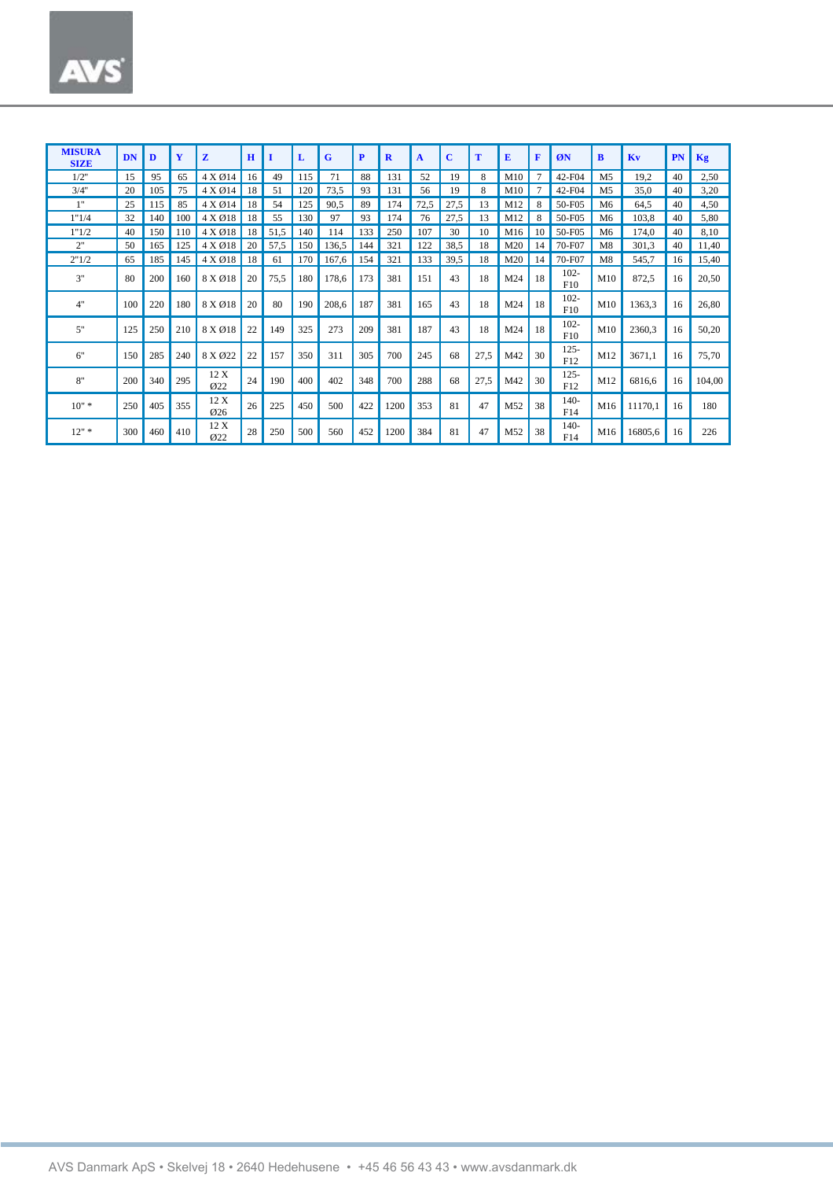| MISURA SIZE | DN | D | Y | Z | H | I | L | G | P | R | A | C | T | E | F | ØN | B | Kv | PN | Kg |
|---|---|---|---|---|---|---|---|---|---|---|---|---|---|---|---|---|---|---|---|---|
| 1/2" | 15 | 95 | 65 | 4 X Ø14 | 16 | 49 | 115 | 71 | 88 | 131 | 52 | 19 | 8 | M10 | 7 | 42-F04 | M5 | 19,2 | 40 | 2,50 |
| 3/4" | 20 | 105 | 75 | 4 X Ø14 | 18 | 51 | 120 | 73,5 | 93 | 131 | 56 | 19 | 8 | M10 | 7 | 42-F04 | M5 | 35,0 | 40 | 3,20 |
| 1" | 25 | 115 | 85 | 4 X Ø14 | 18 | 54 | 125 | 90,5 | 89 | 174 | 72,5 | 27,5 | 13 | M12 | 8 | 50-F05 | M6 | 64,5 | 40 | 4,50 |
| 1"1/4 | 32 | 140 | 100 | 4 X Ø18 | 18 | 55 | 130 | 97 | 93 | 174 | 76 | 27,5 | 13 | M12 | 8 | 50-F05 | M6 | 103,8 | 40 | 5,80 |
| 1"1/2 | 40 | 150 | 110 | 4 X Ø18 | 18 | 51,5 | 140 | 114 | 133 | 250 | 107 | 30 | 10 | M16 | 10 | 50-F05 | M6 | 174,0 | 40 | 8,10 |
| 2" | 50 | 165 | 125 | 4 X Ø18 | 20 | 57,5 | 150 | 136,5 | 144 | 321 | 122 | 38,5 | 18 | M20 | 14 | 70-F07 | M8 | 301,3 | 40 | 11,40 |
| 2"1/2 | 65 | 185 | 145 | 4 X Ø18 | 18 | 61 | 170 | 167,6 | 154 | 321 | 133 | 39,5 | 18 | M20 | 14 | 70-F07 | M8 | 545,7 | 16 | 15,40 |
| 3" | 80 | 200 | 160 | 8 X Ø18 | 20 | 75,5 | 180 | 178,6 | 173 | 381 | 151 | 43 | 18 | M24 | 18 | 102-F10 | M10 | 872,5 | 16 | 20,50 |
| 4" | 100 | 220 | 180 | 8 X Ø18 | 20 | 80 | 190 | 208,6 | 187 | 381 | 165 | 43 | 18 | M24 | 18 | 102-F10 | M10 | 1363,3 | 16 | 26,80 |
| 5" | 125 | 250 | 210 | 8 X Ø18 | 22 | 149 | 325 | 273 | 209 | 381 | 187 | 43 | 18 | M24 | 18 | 102-F10 | M10 | 2360,3 | 16 | 50,20 |
| 6" | 150 | 285 | 240 | 8 X Ø22 | 22 | 157 | 350 | 311 | 305 | 700 | 245 | 68 | 27,5 | M42 | 30 | 125-F12 | M12 | 3671,1 | 16 | 75,70 |
| 8" | 200 | 340 | 295 | 12 X Ø22 | 24 | 190 | 400 | 402 | 348 | 700 | 288 | 68 | 27,5 | M42 | 30 | 125-F12 | M12 | 6816,6 | 16 | 104,00 |
| 10" * | 250 | 405 | 355 | 12 X Ø26 | 26 | 225 | 450 | 500 | 422 | 1200 | 353 | 81 | 47 | M52 | 38 | 140-F14 | M16 | 11170,1 | 16 | 180 |
| 12" * | 300 | 460 | 410 | 12 X Ø22 | 28 | 250 | 500 | 560 | 452 | 1200 | 384 | 81 | 47 | M52 | 38 | 140-F14 | M16 | 16805,6 | 16 | 226 |

AVS Danmark ApS • Skelvej 18 • 2640 Hedehusene • +45 46 56 43 43 • www.avsdanmark.dk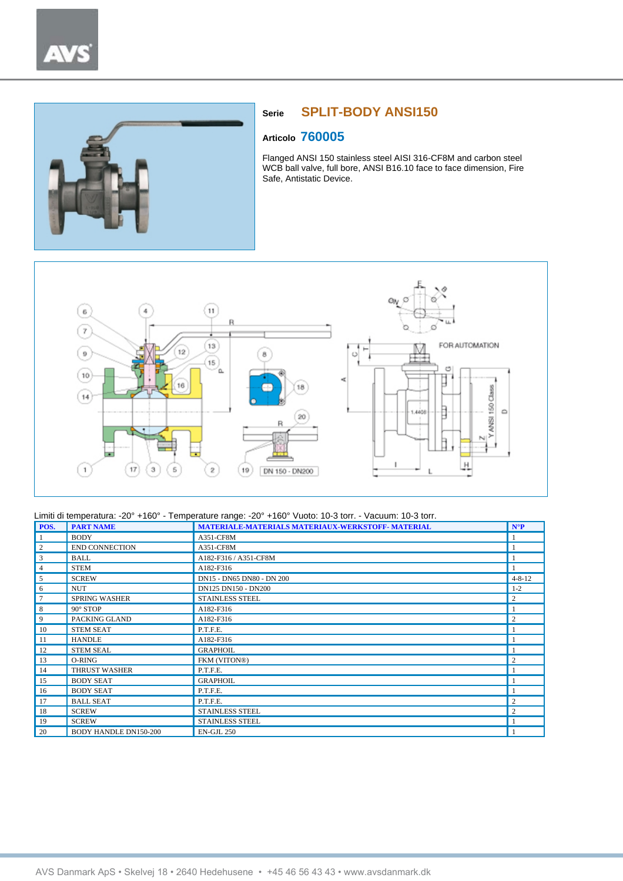**Serie** SPLIT-BODY ANSI150

**Articolo** 760005

Flanged ANSI 150 stainless steel AISI 316-CF8M and carbon steel WCB ball valve, full bore, ANSI B16.10 face to face dimension, Fire Safe, Antistatic Device.

Limiti di temperatura: -20° +160° - Temperature range: -20° +160° Vuoto: 10-3 torr. - Vacuum: 10-3 torr.

| POS. | PART NAME | MATERIALE-MATERIALS MATERIAUX-WERKSTOFF- MATERIAL | N°P |
|---|---|---|---|
| 1 | BODY | A351-CF8M | 1 |
| 2 | END CONNECTION | A351-CF8M | 1 |
| 3 | BALL | A182-F316 / A351-CF8M | 1 |
| 4 | STEM | A182-F316 | 1 |
| 5 | SCREW | DN15 - DN65 DN80 - DN 200 | 4-8-12 |
| 6 | NUT | DN125 DN150 - DN200 | 1-2 |
| 7 | SPRING WASHER | STAINLESS STEEL | 2 |
| 8 | 90° STOP | A182-F316 | 1 |
| 9 | PACKING GLAND | A182-F316 | 2 |
| 10 | STEM SEAL | P.T.F.E. | 1 |
| 11 | HANDLE | A182-F316 | 1 |
| 12 | STEM SEAL | GRAPHOIL | 1 |
| 13 | O-RING | FKM (VITON®) | 2 |
| 14 | THRUST WASHER | P.T.F.E. | 1 |
| 15 | BODY SEAT | GRAPHOIL | 1 |
| 16 | BODY SEAT | P.T.F.E. | 1 |
| 17 | BALL SEAT | P.T.F.E. | 2 |
| 18 | SCREW | STAINLESS STEEL | 2 |
| 19 | SCREW | STAINLESS STEEL | 1 |
| 20 | BODY HANDLE DN150-200 | EN-GJL 250 | 1 |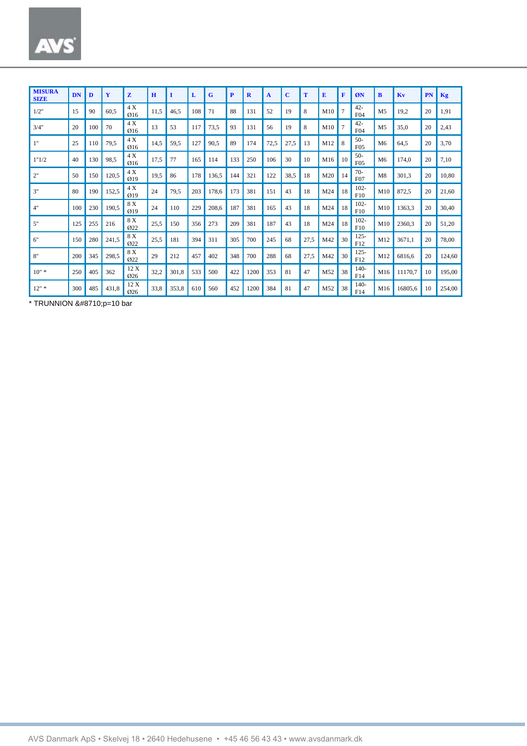| MISURA SIZE | DN | D | Y | Z | H | I | L | G | P | R | A | C | T | E | F | ØN | B | Kv | PN | Kg |
|---|---|---|---|---|---|---|---|---|---|---|---|---|---|---|---|---|---|---|---|---|
| 1/2" | 15 | 90 | 60,5 | 4 X Ø16 | 11,5 | 46,5 | 108 | 71 | 88 | 131 | 52 | 19 | 8 | M10 | 7 | 42-F04 | M5 | 19,2 | 20 | 1,91 |
| 3/4" | 20 | 100 | 70 | 4 X Ø16 | 13 | 53 | 117 | 73,5 | 93 | 131 | 56 | 19 | 8 | M10 | 7 | 42-F04 | M5 | 35,0 | 20 | 2,43 |
| 1" | 25 | 110 | 79,5 | 4 X Ø16 | 14,5 | 59,5 | 127 | 90,5 | 89 | 174 | 72,5 | 27,5 | 13 | M12 | 8 | 50-F05 | M6 | 64,5 | 20 | 3,70 |
| 1"1/2 | 40 | 130 | 98,5 | 4 X Ø16 | 17,5 | 77 | 165 | 114 | 133 | 250 | 106 | 30 | 10 | M16 | 10 | 50-F05 | M6 | 174,0 | 20 | 7,10 |
| 2" | 50 | 150 | 120,5 | 4 X Ø19 | 19,5 | 86 | 178 | 136,5 | 144 | 321 | 122 | 38,5 | 18 | M20 | 14 | 70-F07 | M8 | 301,3 | 20 | 10,80 |
| 3" | 80 | 190 | 152,5 | 4 X Ø19 | 24 | 79,5 | 203 | 178,6 | 173 | 381 | 151 | 43 | 18 | M24 | 18 | 102-F10 | M10 | 872,5 | 20 | 21,60 |
| 4" | 100 | 230 | 190,5 | 8 X Ø19 | 24 | 110 | 229 | 208,6 | 187 | 381 | 165 | 43 | 18 | M24 | 18 | 102-F10 | M10 | 1363,3 | 20 | 30,40 |
| 5" | 125 | 255 | 216 | 8 X Ø22 | 25,5 | 150 | 356 | 273 | 209 | 381 | 187 | 43 | 18 | M24 | 18 | 102-F10 | M10 | 2360,3 | 20 | 51,20 |
| 6" | 150 | 280 | 241,5 | 8 X Ø22 | 25,5 | 181 | 394 | 311 | 305 | 700 | 245 | 68 | 27,5 | M42 | 30 | 125-F12 | M12 | 3671,1 | 20 | 78,00 |
| 8" | 200 | 345 | 298,5 | 8 X Ø22 | 29 | 212 | 457 | 402 | 348 | 700 | 288 | 68 | 27,5 | M42 | 30 | 125-F12 | M12 | 6816,6 | 20 | 124,60 |
| 10" * | 250 | 405 | 362 | 12 X Ø26 | 32,2 | 301,8 | 533 | 500 | 422 | 1200 | 353 | 81 | 47 | M52 | 38 | 140-F14 | M16 | 11170,7 | 10 | 195,00 |
| 12" * | 300 | 485 | 431,8 | 12 X Ø26 | 33,8 | 353,8 | 610 | 560 | 452 | 1200 | 384 | 81 | 47 | M52 | 38 | 140-F14 | M16 | 16805,6 | 10 | 254,00 |

* TRUNNION &#8710;p=10 bar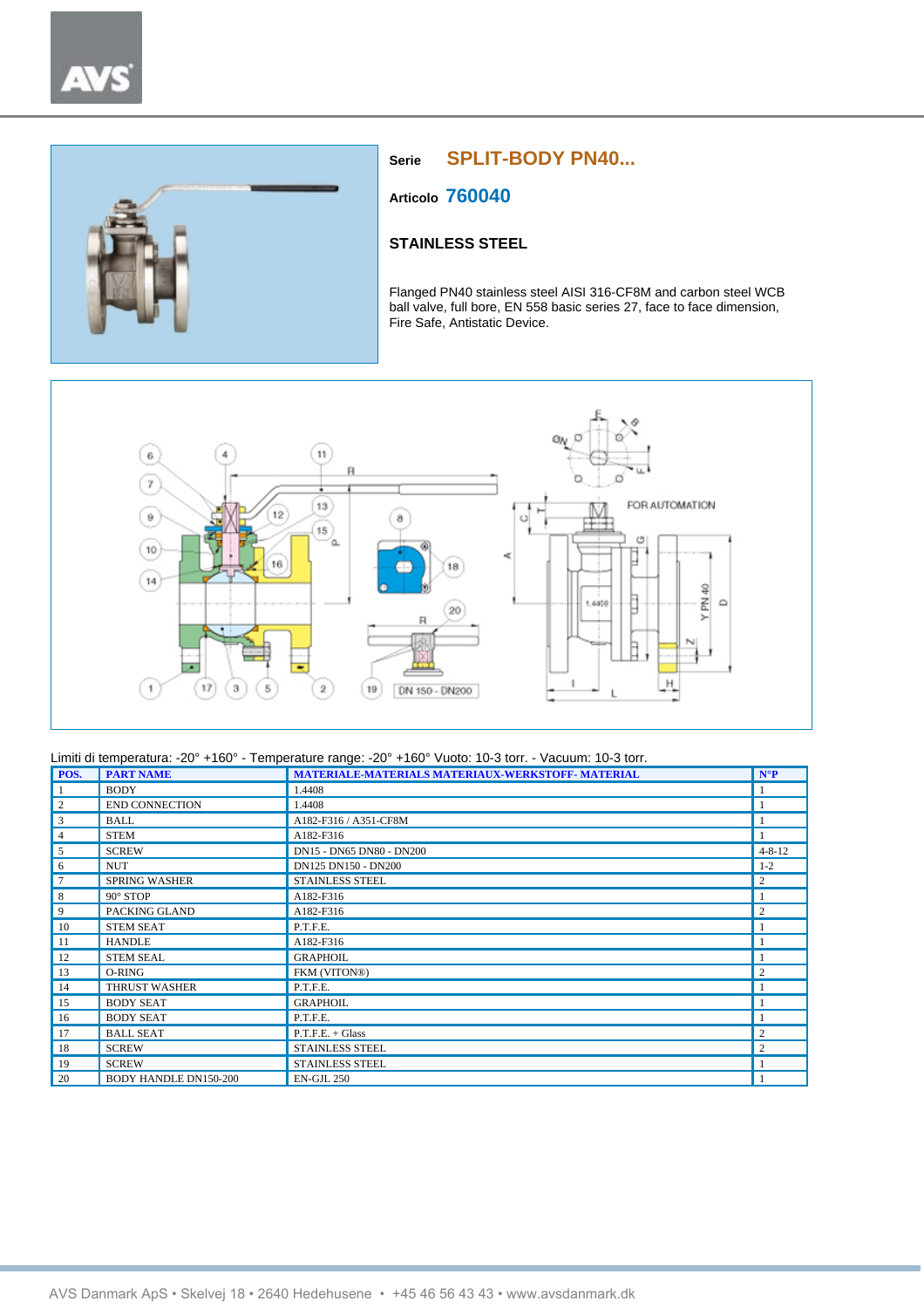**Serie** SPLIT-BODY PN40...

**Articolo** 760040

## STAINLESS STEEL

Flanged PN40 stainless steel AISI 316-CF8M and carbon steel WCB ball valve, full bore, EN 558 basic series 27, face to face dimension, Fire Safe, Antistatic Device.

Limiti di temperatura: -20° +160° - Temperature range: -20° +160° Vuoto: 10-3 torr. - Vacuum: 10-3 torr.

| POS. | PART NAME | MATERIALE-MATERIALS MATERIAUX-WERKSTOFF- MATERIAL | N°P |
|---|---|---|---|
| 1 | BODY | 1.4408 | 1 |
| 2 | END CONNECTION | 1.4408 | 1 |
| 3 | BALL | A182-F316 / A351-CF8M | 1 |
| 4 | STEM | A182-F316 | 1 |
| 5 | SCREW | DN15 - DN65 DN80 - DN200 | 4-8-12 |
| 6 | NUT | DN125 DN150 - DN200 | 1-2 |
| 7 | SPRING WASHER | STAINLESS STEEL | 2 |
| 8 | 90° STOP | A182-F316 | 1 |
| 9 | PACKING GLAND | A182-F316 | 2 |
| 10 | STEM SEAT | P.T.F.E. | 1 |
| 11 | HANDLE | A182-F316 | 1 |
| 12 | STEM SEAL | GRAPHOIL | 1 |
| 13 | O-RING | FKM (VITON®) | 2 |
| 14 | THRUST WASHER | P.T.F.E. | 1 |
| 15 | BODY SEAT | GRAPHOIL | 1 |
| 16 | BODY SEAT | P.T.F.E. | 1 |
| 17 | BALL SEAT | P.T.F.E. + Glass | 2 |
| 18 | SCREW | STAINLESS STEEL | 2 |
| 19 | SCREW | STAINLESS STEEL | 1 |
| 20 | BODY HANDLE DN150-200 | EN-GJL 250 | 1 |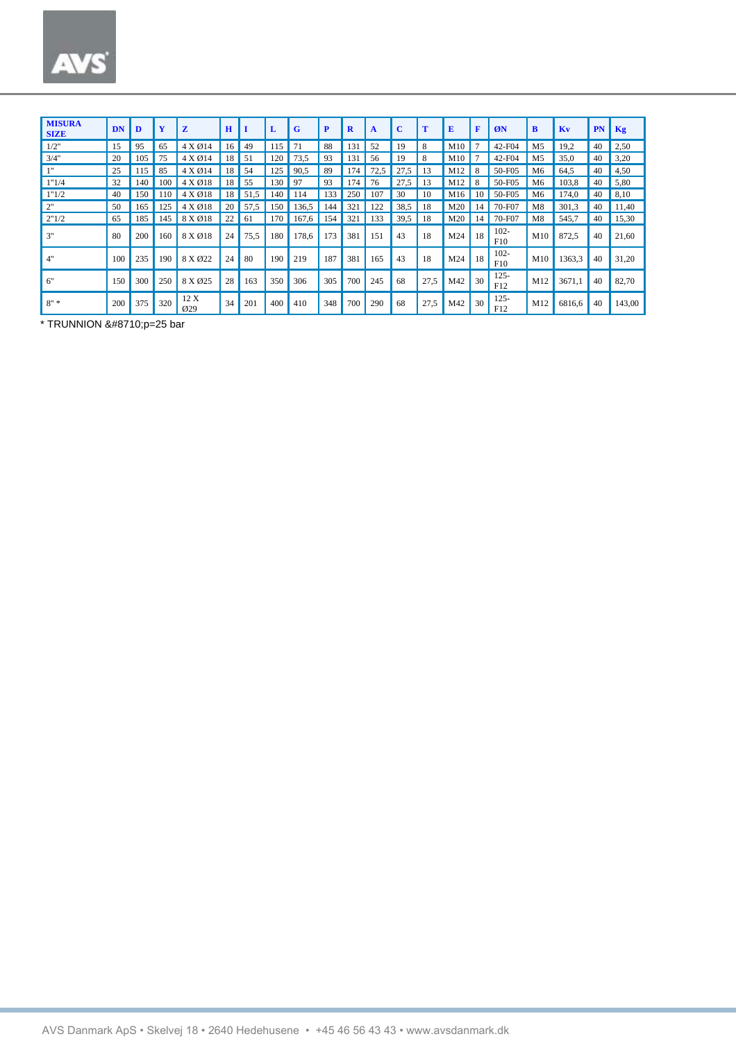| MISURA SIZE | DN | D | Y | Z | H | I | L | G | P | R | A | C | T | E | F | ØN | B | Kv | PN | Kg |
|---|---|---|---|---|---|---|---|---|---|---|---|---|---|---|---|---|---|---|---|---|
| 1/2" | 15 | 95 | 65 | 4 X Ø14 | 16 | 49 | 115 | 71 | 88 | 131 | 52 | 19 | 8 | M10 | 7 | 42-F04 | M5 | 19,2 | 40 | 2,50 |
| 3/4" | 20 | 105 | 75 | 4 X Ø14 | 18 | 51 | 120 | 73,5 | 93 | 131 | 56 | 19 | 8 | M10 | 7 | 42-F04 | M5 | 35,0 | 40 | 3,20 |
| 1" | 25 | 115 | 85 | 4 X Ø14 | 18 | 54 | 125 | 90,5 | 89 | 174 | 72,5 | 27,5 | 13 | M12 | 8 | 50-F05 | M6 | 64,5 | 40 | 4,50 |
| 1"1/4 | 32 | 140 | 100 | 4 X Ø18 | 18 | 55 | 130 | 97 | 93 | 174 | 76 | 27,5 | 13 | M12 | 8 | 50-F05 | M6 | 103,8 | 40 | 5,80 |
| 1"1/2 | 40 | 150 | 110 | 4 X Ø18 | 18 | 51,5 | 140 | 114 | 133 | 250 | 107 | 30 | 10 | M16 | 10 | 50-F05 | M6 | 174,0 | 40 | 8,10 |
| 2" | 50 | 165 | 125 | 4 X Ø18 | 20 | 57,5 | 150 | 136,5 | 144 | 321 | 122 | 38,5 | 18 | M20 | 14 | 70-F07 | M8 | 301,3 | 40 | 11,40 |
| 2"1/2 | 65 | 185 | 145 | 8 X Ø18 | 22 | 61 | 170 | 167,6 | 154 | 321 | 133 | 39,5 | 18 | M20 | 14 | 70-F07 | M8 | 545,7 | 40 | 15,30 |
| 3" | 80 | 200 | 160 | 8 X Ø18 | 24 | 75,5 | 180 | 178,6 | 173 | 381 | 151 | 43 | 18 | M24 | 18 | 102-F10 | M10 | 872,5 | 40 | 21,60 |
| 4" | 100 | 235 | 190 | 8 X Ø22 | 24 | 80 | 190 | 219 | 187 | 381 | 165 | 43 | 18 | M24 | 18 | 102-F10 | M10 | 1363,3 | 40 | 31,20 |
| 6" | 150 | 300 | 250 | 8 X Ø25 | 28 | 163 | 350 | 306 | 305 | 700 | 245 | 68 | 27,5 | M42 | 30 | 125-F12 | M12 | 3671,1 | 40 | 82,70 |
| 8" * | 200 | 375 | 320 | 12 X Ø29 | 34 | 201 | 400 | 410 | 348 | 700 | 290 | 68 | 27,5 | M42 | 30 | 125-F12 | M12 | 6816,6 | 40 | 143,00 |

* TRUNNION &#8710;p=25 bar

AVS Danmark ApS • Skelvej 18 • 2640 Hedehusene • +45 46 56 43 43 • www.avsdanmark.dk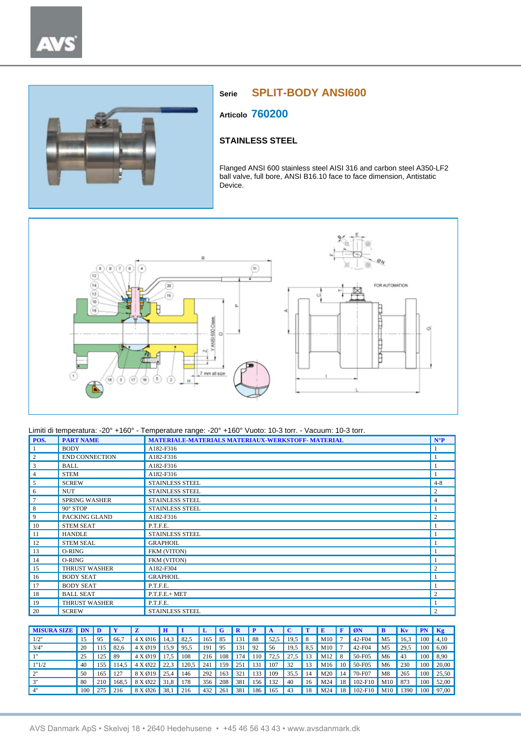**Serie** SPLIT-BODY ANSI600

**Articolo** 760200

## STAINLESS STEEL

Flanged ANSI 600 stainless steel AISI 316 and carbon steel A350-LF2 ball valve, full bore, ANSI B16.10 face to face dimension, Antistatic Device.

Limiti di temperatura: -20° +160° - Temperature range: -20° +160° Vuoto: 10-3 torr. - Vacuum: 10-3 torr.

| POS. | PART NAME | MATERIALE-MATERIALS MATERIAUX-WERKSTOFF- MATERIAL | N°P |
|---|---|---|---|
| 1 | BODY | A182-F316 | 1 |
| 2 | END CONNECTION | A182-F316 | 1 |
| 3 | BALL | A182-F316 | 1 |
| 4 | STEM | A182-F316 | 1 |
| 5 | SCREW | STAINLESS STEEL | 4-8 |
| 6 | NUT | STAINLESS STEEL | 2 |
| 7 | SPRING WASHER | STAINLESS STEEL | 4 |
| 8 | 90° STOP | STAINLESS STEEL | 1 |
| 9 | PACKING GLAND | A182-F316 | 2 |
| 10 | STEM SEAT | P.T.F.E. | 1 |
| 11 | HANDLE | STAINLESS STEEL | 1 |
| 12 | STEM SEAL | GRAPHOIL | 1 |
| 13 | O-RING | FKM (VITON) | 1 |
| 14 | O-RING | FKM (VITON) | 1 |
| 15 | THRUST WASHER | A182-F304 | 2 |
| 16 | BODY SEAT | GRAPHOIL | 1 |
| 17 | BODY SEAT | P.T.F.E. | 1 |
| 18 | BALL SEAT | P.T.F.E.+ MET | 2 |
| 19 | THRUST WASHER | P.T.F.E. | 1 |
| 20 | SCREW | STAINLESS STEEL | 2 |

| MISURA SIZE | DN | D | Y | Z | H | I | L | G | R | P | A | C | T | E | F | ØN | B | Kv | PN | Kg |
|---|---|---|---|---|---|---|---|---|---|---|---|---|---|---|---|---|---|---|---|---|
| 1/2" | 15 | 95 | 66,7 | 4 X Ø16 | 14,3 | 82,5 | 165 | 85 | 131 | 88 | 52,5 | 19,5 | 8 | M10 | 7 | 42-F04 | M5 | 16,3 | 100 | 4,10 |
| 3/4" | 20 | 115 | 82,6 | 4 X Ø19 | 15,9 | 95,5 | 191 | 95 | 131 | 92 | 56 | 19,5 | 8,5 | M10 | 7 | 42-F04 | M5 | 29,5 | 100 | 6,00 |
| 1" | 25 | 125 | 89 | 4 X Ø19 | 17,5 | 108 | 216 | 108 | 174 | 110 | 72,5 | 27,5 | 13 | M12 | 8 | 50-F05 | M6 | 43 | 100 | 8,90 |
| 1"1/2 | 40 | 155 | 114,5 | 4 X Ø22 | 22,3 | 120,5 | 241 | 159 | 251 | 131 | 107 | 32 | 13 | M16 | 10 | 50-F05 | M6 | 230 | 100 | 20,00 |
| 2" | 50 | 165 | 127 | 8 X Ø19 | 25,4 | 146 | 292 | 163 | 321 | 133 | 109 | 35,5 | 14 | M20 | 14 | 70-F07 | M8 | 265 | 100 | 25,50 |
| 3" | 80 | 210 | 168,5 | 8 X Ø22 | 31,8 | 178 | 356 | 208 | 381 | 156 | 132 | 40 | 16 | M24 | 18 | 102-F10 | M10 | 873 | 100 | 52,00 |
| 4" | 100 | 275 | 216 | 8 X Ø26 | 38,1 | 216 | 432 | 261 | 381 | 186 | 165 | 43 | 18 | M24 | 18 | 102-F10 | M10 | 1390 | 100 | 97,00 |

AVS Danmark ApS • Skelvej 18 • 2640 Hedehusene • +45 46 56 43 43 • www.avsdanmark.dk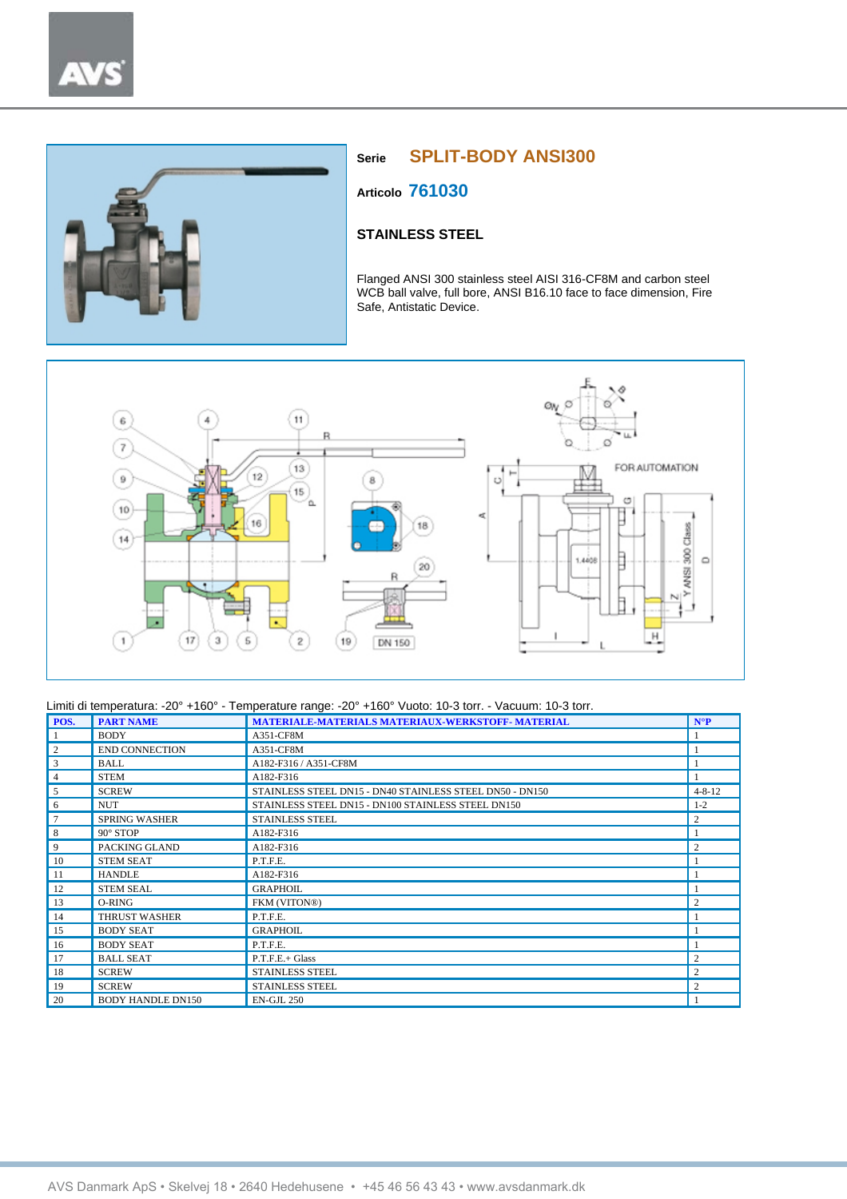**Serie** SPLIT-BODY ANSI300

**Articolo** 761030

**STAINLESS STEEL**

Flanged ANSI 300 stainless steel AISI 316-CF8M and carbon steel WCB ball valve, full bore, ANSI B16.10 face to face dimension, Fire Safe, Antistatic Device.

Limiti di temperatura: -20° +160° - Temperature range: -20° +160° Vuoto: 10-3 torr. - Vacuum: 10-3 torr.

| POS. | PART NAME | MATERIALE-MATERIALS MATERIAUX-WERKSTOFF- MATERIAL | N°P |
|---|---|---|---|
| 1 | BODY | A351-CF8M | 1 |
| 2 | END CONNECTION | A351-CF8M | 1 |
| 3 | BALL | A182-F316 / A351-CF8M | 1 |
| 4 | STEM | A182-F316 | 1 |
| 5 | SCREW | STAINLESS STEEL DN15 - DN40 STAINLESS STEEL DN50 - DN150 | 4-8-12 |
| 6 | NUT | STAINLESS STEEL DN15 - DN100 STAINLESS STEEL DN150 | 1-2 |
| 7 | SPRING WASHER | STAINLESS STEEL | 2 |
| 8 | 90° STOP | A182-F316 | 1 |
| 9 | PACKING GLAND | A182-F316 | 2 |
| 10 | STEM SEAT | P.T.F.E. | 1 |
| 11 | HANDLE | A182-F316 | 1 |
| 12 | STEM SEAL | GRAPHOIL | 1 |
| 13 | O-RING | FKM (VITON®) | 2 |
| 14 | THRUST WASHER | P.T.F.E. | 1 |
| 15 | BODY SEAT | GRAPHOIL | 1 |
| 16 | BODY SEAT | P.T.F.E. | 1 |
| 17 | BALL SEAT | P.T.F.E.+ Glass | 2 |
| 18 | SCREW | STAINLESS STEEL | 2 |
| 19 | SCREW | STAINLESS STEEL | 2 |
| 20 | BODY HANDLE DN150 | EN-GJL 250 | 1 |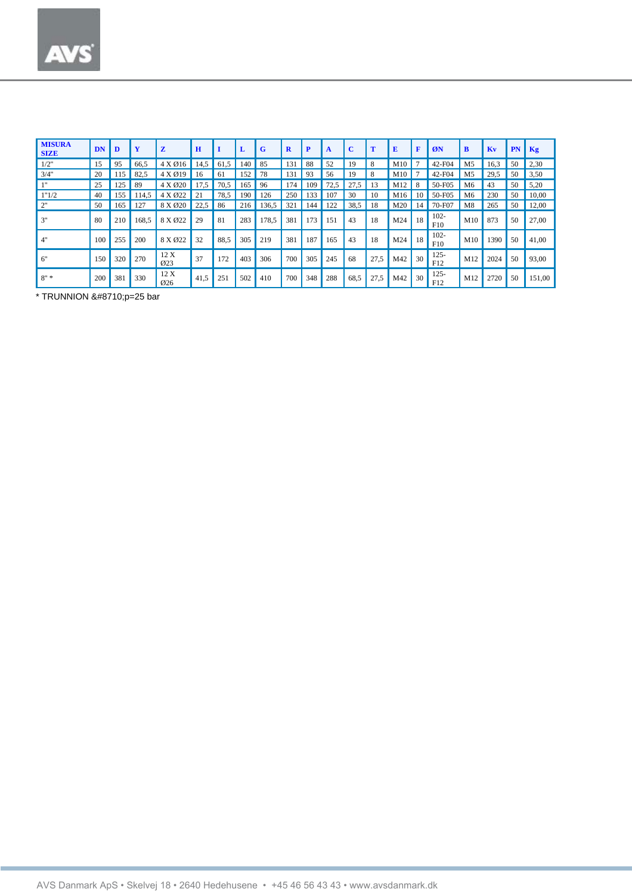| MISURA SIZE | DN | D | Y | Z | H | I | L | G | R | P | A | C | T | E | F | ØN | B | Kv | PN | Kg |
|---|---|---|---|---|---|---|---|---|---|---|---|---|---|---|---|---|---|---|---|---|
| 1/2" | 15 | 95 | 66,5 | 4 X Ø16 | 14,5 | 61,5 | 140 | 85 | 131 | 88 | 52 | 19 | 8 | M10 | 7 | 42-F04 | M5 | 16,3 | 50 | 2,30 |
| 3/4" | 20 | 115 | 82,5 | 4 X Ø19 | 16 | 61 | 152 | 78 | 131 | 93 | 56 | 19 | 8 | M10 | 7 | 42-F04 | M5 | 29,5 | 50 | 3,50 |
| 1" | 25 | 125 | 89 | 4 X Ø20 | 17,5 | 70,5 | 165 | 96 | 174 | 109 | 72,5 | 27,5 | 13 | M12 | 8 | 50-F05 | M6 | 43 | 50 | 5,20 |
| 1"1/2 | 40 | 155 | 114,5 | 4 X Ø22 | 21 | 78,5 | 190 | 126 | 250 | 133 | 107 | 30 | 10 | M16 | 10 | 50-F05 | M6 | 230 | 50 | 10,00 |
| 2" | 50 | 165 | 127 | 8 X Ø20 | 22,5 | 86 | 216 | 136,5 | 321 | 144 | 122 | 38,5 | 18 | M20 | 14 | 70-F07 | M8 | 265 | 50 | 12,00 |
| 3" | 80 | 210 | 168,5 | 8 X Ø22 | 29 | 81 | 283 | 178,5 | 381 | 173 | 151 | 43 | 18 | M24 | 18 | 102-F10 | M10 | 873 | 50 | 27,00 |
| 4" | 100 | 255 | 200 | 8 X Ø22 | 32 | 88,5 | 305 | 219 | 381 | 187 | 165 | 43 | 18 | M24 | 18 | 102-F10 | M10 | 1390 | 50 | 41,00 |
| 6" | 150 | 320 | 270 | 12 X Ø23 | 37 | 172 | 403 | 306 | 700 | 305 | 245 | 68 | 27,5 | M42 | 30 | 125-F12 | M12 | 2024 | 50 | 93,00 |
| 8" * | 200 | 381 | 330 | 12 X Ø26 | 41,5 | 251 | 502 | 410 | 700 | 348 | 288 | 68,5 | 27,5 | M42 | 30 | 125-F12 | M12 | 2720 | 50 | 151,00 |

* TRUNNION &#8710;p=25 bar